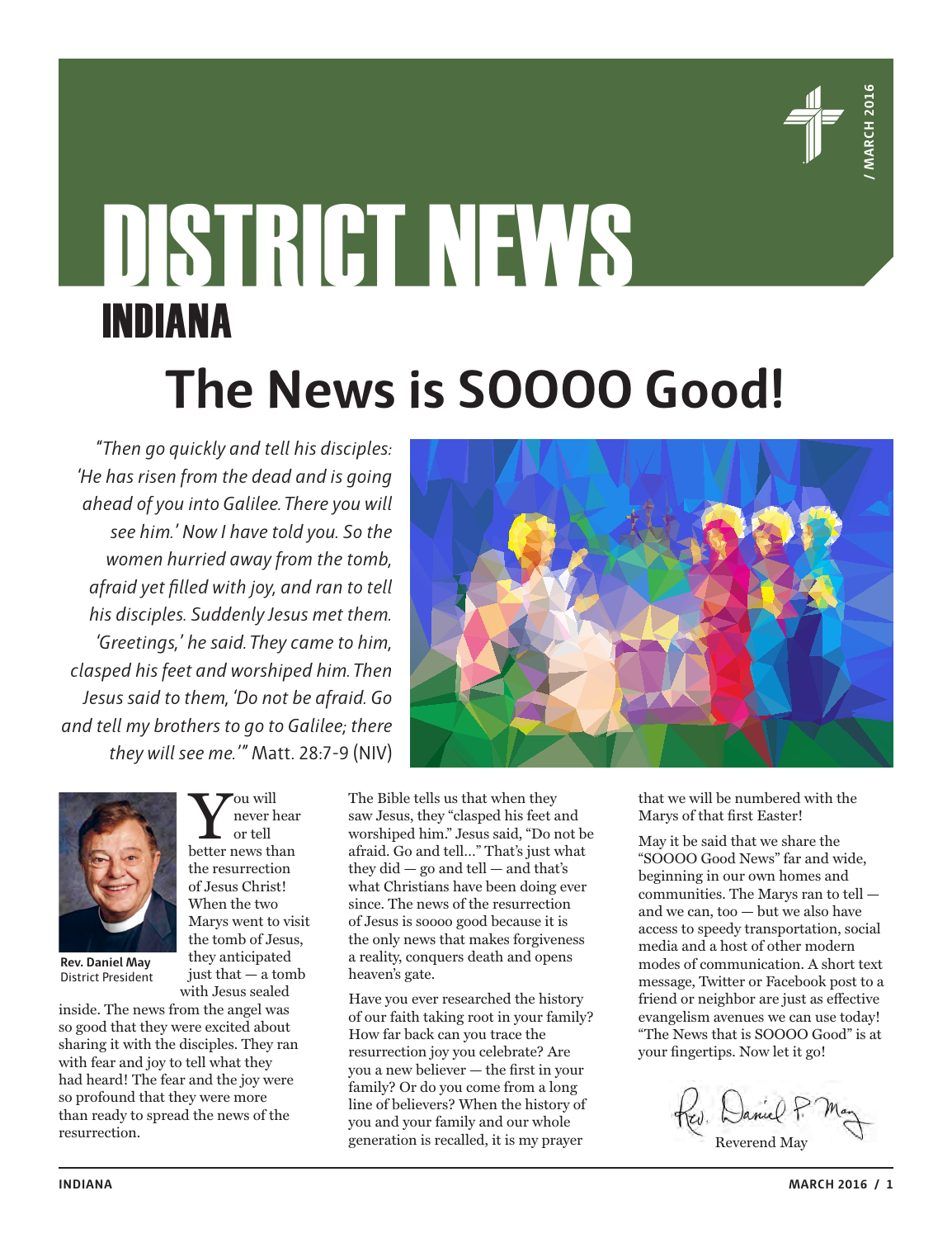# DISTRICT NEWS

## INDIANA

/ MARCH 2016

# The News is SOOOO Good!

*"Then go quickly and tell his disciples: 'He has risen from the dead and is going ahead of you into Galilee. There you will see him.' Now I have told you. So the women hurried away from the tomb, afraid yet filled with joy, and ran to tell his disciples. Suddenly Jesus met them. 'Greetings,' he said. They came to him, clasped his feet and worshiped him. Then Jesus said to them, 'Do not be afraid. Go and tell my brothers to go to Galilee; there they will see me.'"* Matt. 28:7-9 (NIV)

**Rev. Daniel May**
District President

You will never hear or tell better news than the resurrection of Jesus Christ! When the two Marys went to visit the tomb of Jesus, they anticipated just that — a tomb with Jesus sealed inside. The news from the angel was so good that they were excited about sharing it with the disciples. They ran with fear and joy to tell what they had heard! The fear and the joy were so profound that they were more than ready to spread the news of the resurrection.

The Bible tells us that when they saw Jesus, they "clasped his feet and worshiped him." Jesus said, "Do not be afraid. Go and tell…" That's just what they did — go and tell — and that's what Christians have been doing ever since. The news of the resurrection of Jesus is soooo good because it is the only news that makes forgiveness a reality, conquers death and opens heaven's gate.

Have you ever researched the history of our faith taking root in your family? How far back can you trace the resurrection joy you celebrate? Are you a new believer — the first in your family? Or do you come from a long line of believers? When the history of you and your family and our whole generation is recalled, it is my prayer that we will be numbered with the Marys of that first Easter!

May it be said that we share the "SOOOO Good News" far and wide, beginning in our own homes and communities. The Marys ran to tell — and we can, too — but we also have access to speedy transportation, social media and a host of other modern modes of communication. A short text message, Twitter or Facebook post to a friend or neighbor are just as effective evangelism avenues we can use today! "The News that is SOOOO Good" is at your fingertips. Now let it go!

Rev. Daniel P. May
Reverend May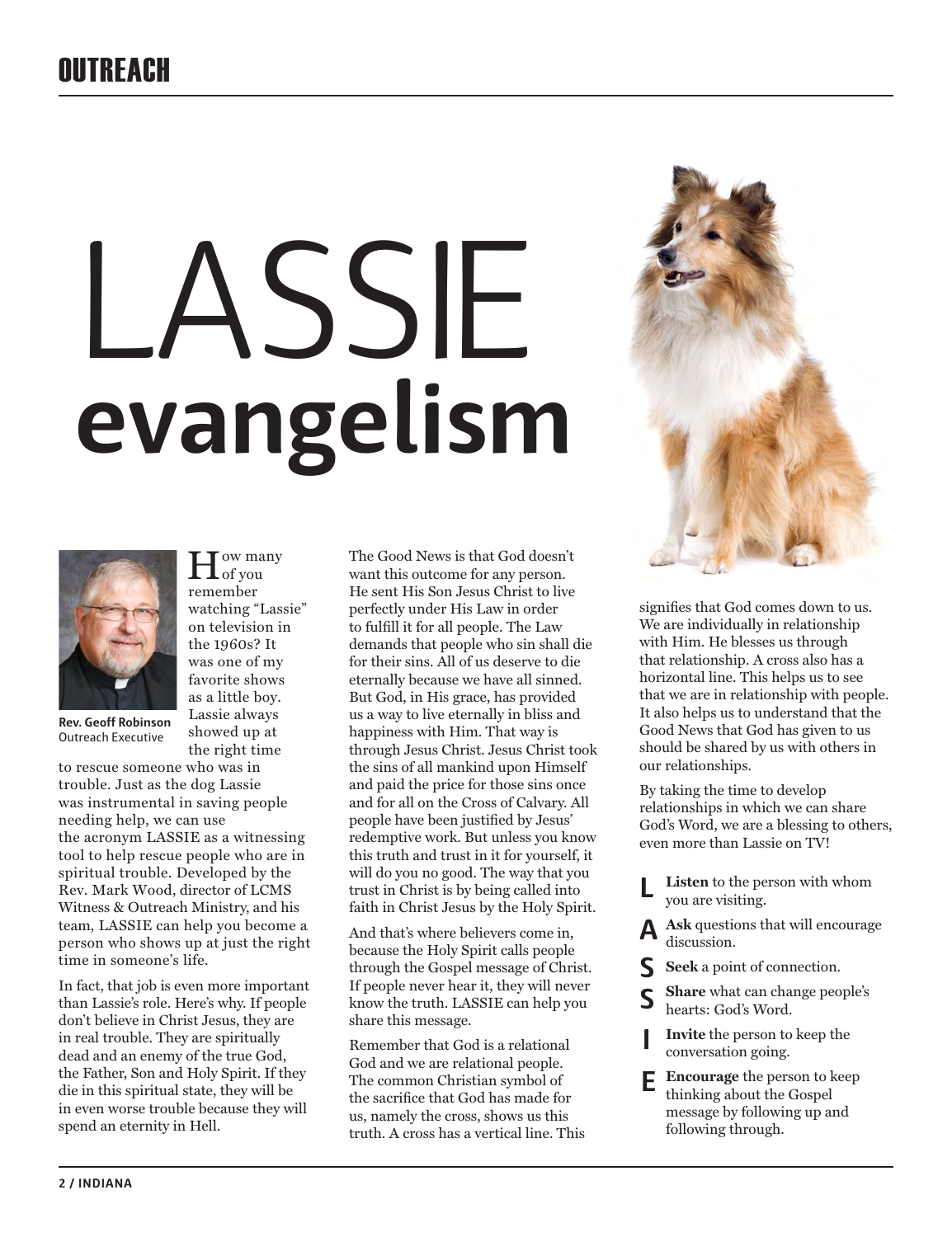# LASSIE evangelism

**Rev. Geoff Robinson**
Outreach Executive

How many of you remember watching "Lassie" on television in the 1960s? It was one of my favorite shows as a little boy. Lassie always showed up at the right time to rescue someone who was in trouble. Just as the dog Lassie was instrumental in saving people needing help, we can use the acronym LASSIE as a witnessing tool to help rescue people who are in spiritual trouble. Developed by the Rev. Mark Wood, director of LCMS Witness & Outreach Ministry, and his team, LASSIE can help you become a person who shows up at just the right time in someone's life.

In fact, that job is even more important than Lassie's role. Here's why. If people don't believe in Christ Jesus, they are in real trouble. They are spiritually dead and an enemy of the true God, the Father, Son and Holy Spirit. If they die in this spiritual state, they will be in even worse trouble because they will spend an eternity in Hell.

The Good News is that God doesn't want this outcome for any person. He sent His Son Jesus Christ to live perfectly under His Law in order to fulfill it for all people. The Law demands that people who sin shall die for their sins. All of us deserve to die eternally because we have all sinned. But God, in His grace, has provided us a way to live eternally in bliss and happiness with Him. That way is through Jesus Christ. Jesus Christ took the sins of all mankind upon Himself and paid the price for those sins once and for all on the Cross of Calvary. All people have been justified by Jesus' redemptive work. But unless you know this truth and trust in it for yourself, it will do you no good. The way that you trust in Christ is by being called into faith in Christ Jesus by the Holy Spirit.

And that's where believers come in, because the Holy Spirit calls people through the Gospel message of Christ. If people never hear it, they will never know the truth. LASSIE can help you share this message.

Remember that God is a relational God and we are relational people. The common Christian symbol of the sacrifice that God has made for us, namely the cross, shows us this truth. A cross has a vertical line. This signifies that God comes down to us. We are individually in relationship with Him. He blesses us through that relationship. A cross also has a horizontal line. This helps us to see that we are in relationship with people. It also helps us to understand that the Good News that God has given to us should be shared by us with others in our relationships.

By taking the time to develop relationships in which we can share God's Word, we are a blessing to others, even more than Lassie on TV!

- **L** — **Listen** to the person with whom you are visiting.
- **A** — **Ask** questions that will encourage discussion.
- **S** — **Seek** a point of connection.
- **S** — **Share** what can change people's hearts: God's Word.
- **I** — **Invite** the person to keep the conversation going.
- **E** — **Encourage** the person to keep thinking about the Gospel message by following up and following through.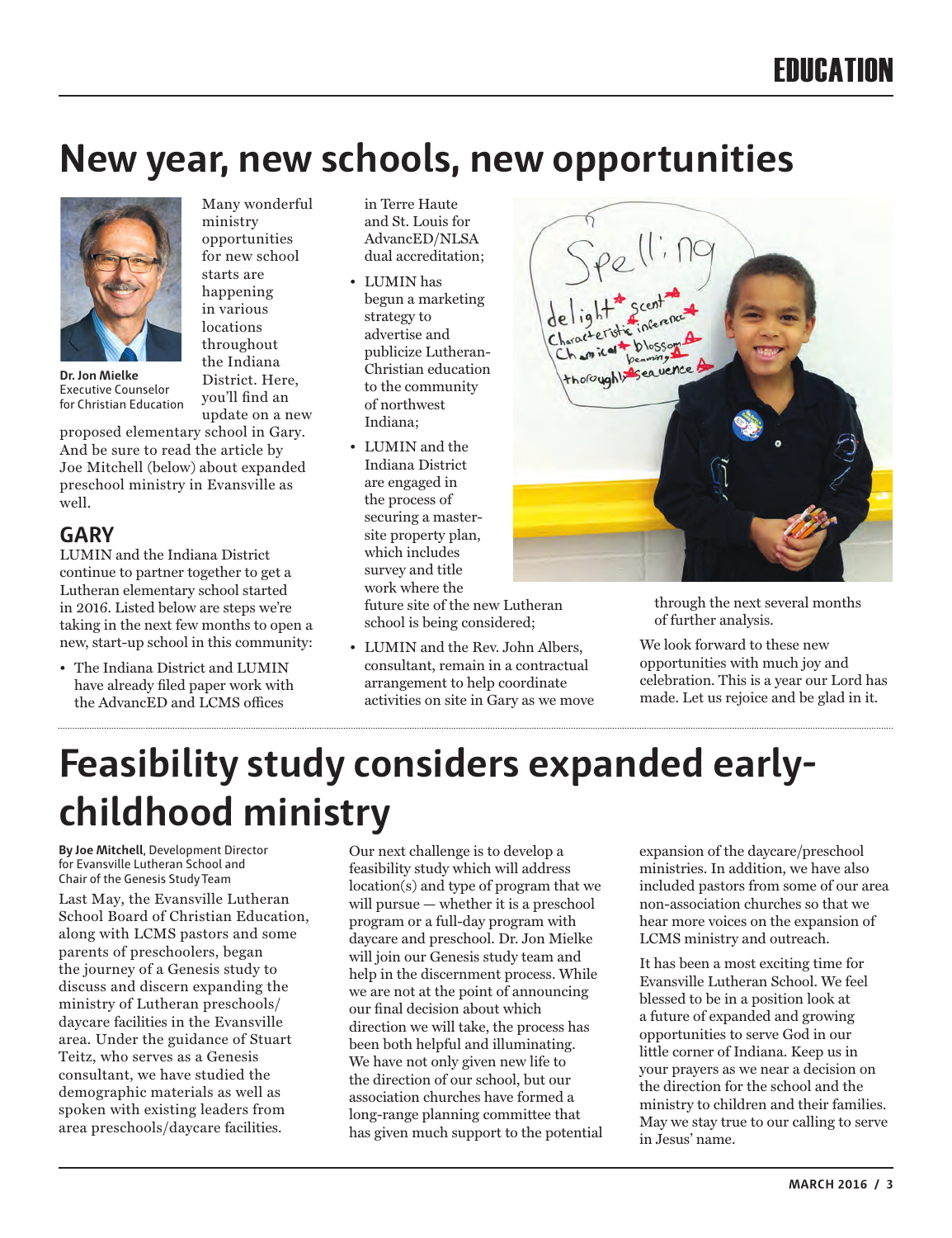# New year, new schools, new opportunities

**Dr. Jon Mielke**
Executive Counselor for Christian Education

Many wonderful ministry opportunities for new school starts are happening in various locations throughout the Indiana District. Here, you'll find an update on a new proposed elementary school in Gary. And be sure to read the article by Joe Mitchell (below) about expanded preschool ministry in Evansville as well.

## GARY

LUMIN and the Indiana District continue to partner together to get a Lutheran elementary school started in 2016. Listed below are steps we're taking in the next few months to open a new, start-up school in this community:

- The Indiana District and LUMIN have already filed paper work with the AdvancED and LCMS offices in Terre Haute and St. Louis for AdvancED/NLSA dual accreditation;
- LUMIN has begun a marketing strategy to advertise and publicize Lutheran-Christian education to the community of northwest Indiana;
- LUMIN and the Indiana District are engaged in the process of securing a master-site property plan, which includes survey and title work where the future site of the new Lutheran school is being considered;
- LUMIN and the Rev. John Albers, consultant, remain in a contractual arrangement to help coordinate activities on site in Gary as we move through the next several months of further analysis.

We look forward to these new opportunities with much joy and celebration. This is a year our Lord has made. Let us rejoice and be glad in it.

# Feasibility study considers expanded early-childhood ministry

**By Joe Mitchell**, Development Director for Evansville Lutheran School and Chair of the Genesis Study Team

Last May, the Evansville Lutheran School Board of Christian Education, along with LCMS pastors and some parents of preschoolers, began the journey of a Genesis study to discuss and discern expanding the ministry of Lutheran preschools/daycare facilities in the Evansville area. Under the guidance of Stuart Teitz, who serves as a Genesis consultant, we have studied the demographic materials as well as spoken with existing leaders from area preschools/daycare facilities.

Our next challenge is to develop a feasibility study which will address location(s) and type of program that we will pursue — whether it is a preschool program or a full-day program with daycare and preschool. Dr. Jon Mielke will join our Genesis study team and help in the discernment process. While we are not at the point of announcing our final decision about which direction we will take, the process has been both helpful and illuminating. We have not only given new life to the direction of our school, but our association churches have formed a long-range planning committee that has given much support to the potential expansion of the daycare/preschool ministries. In addition, we have also included pastors from some of our area non-association churches so that we hear more voices on the expansion of LCMS ministry and outreach.

It has been a most exciting time for Evansville Lutheran School. We feel blessed to be in a position look at a future of expanded and growing opportunities to serve God in our little corner of Indiana. Keep us in your prayers as we near a decision on the direction for the school and the ministry to children and their families. May we stay true to our calling to serve in Jesus' name.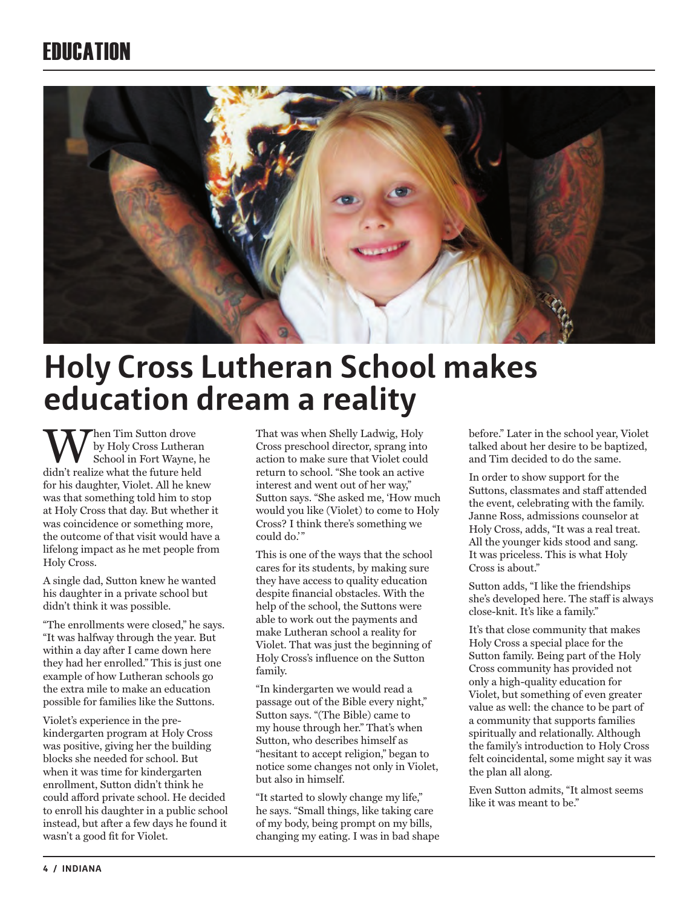EDUCATION

# Holy Cross Lutheran School makes education dream a reality

When Tim Sutton drove by Holy Cross Lutheran School in Fort Wayne, he didn't realize what the future held for his daughter, Violet. All he knew was that something told him to stop at Holy Cross that day. But whether it was coincidence or something more, the outcome of that visit would have a lifelong impact as he met people from Holy Cross.

A single dad, Sutton knew he wanted his daughter in a private school but didn't think it was possible.

"The enrollments were closed," he says. "It was halfway through the year. But within a day after I came down here they had her enrolled." This is just one example of how Lutheran schools go the extra mile to make an education possible for families like the Suttons.

Violet's experience in the pre-kindergarten program at Holy Cross was positive, giving her the building blocks she needed for school. But when it was time for kindergarten enrollment, Sutton didn't think he could afford private school. He decided to enroll his daughter in a public school instead, but after a few days he found it wasn't a good fit for Violet.

That was when Shelly Ladwig, Holy Cross preschool director, sprang into action to make sure that Violet could return to school. "She took an active interest and went out of her way," Sutton says. "She asked me, 'How much would you like (Violet) to come to Holy Cross? I think there's something we could do.'"

This is one of the ways that the school cares for its students, by making sure they have access to quality education despite financial obstacles. With the help of the school, the Suttons were able to work out the payments and make Lutheran school a reality for Violet. That was just the beginning of Holy Cross's influence on the Sutton family.

"In kindergarten we would read a passage out of the Bible every night," Sutton says. "(The Bible) came to my house through her." That's when Sutton, who describes himself as "hesitant to accept religion," began to notice some changes not only in Violet, but also in himself.

"It started to slowly change my life," he says. "Small things, like taking care of my body, being prompt on my bills, changing my eating. I was in bad shape before." Later in the school year, Violet talked about her desire to be baptized, and Tim decided to do the same.

In order to show support for the Suttons, classmates and staff attended the event, celebrating with the family. Janne Ross, admissions counselor at Holy Cross, adds, "It was a real treat. All the younger kids stood and sang. It was priceless. This is what Holy Cross is about."

Sutton adds, "I like the friendships she's developed here. The staff is always close-knit. It's like a family."

It's that close community that makes Holy Cross a special place for the Sutton family. Being part of the Holy Cross community has provided not only a high-quality education for Violet, but something of even greater value as well: the chance to be part of a community that supports families spiritually and relationally. Although the family's introduction to Holy Cross felt coincidental, some might say it was the plan all along.

Even Sutton admits, "It almost seems like it was meant to be."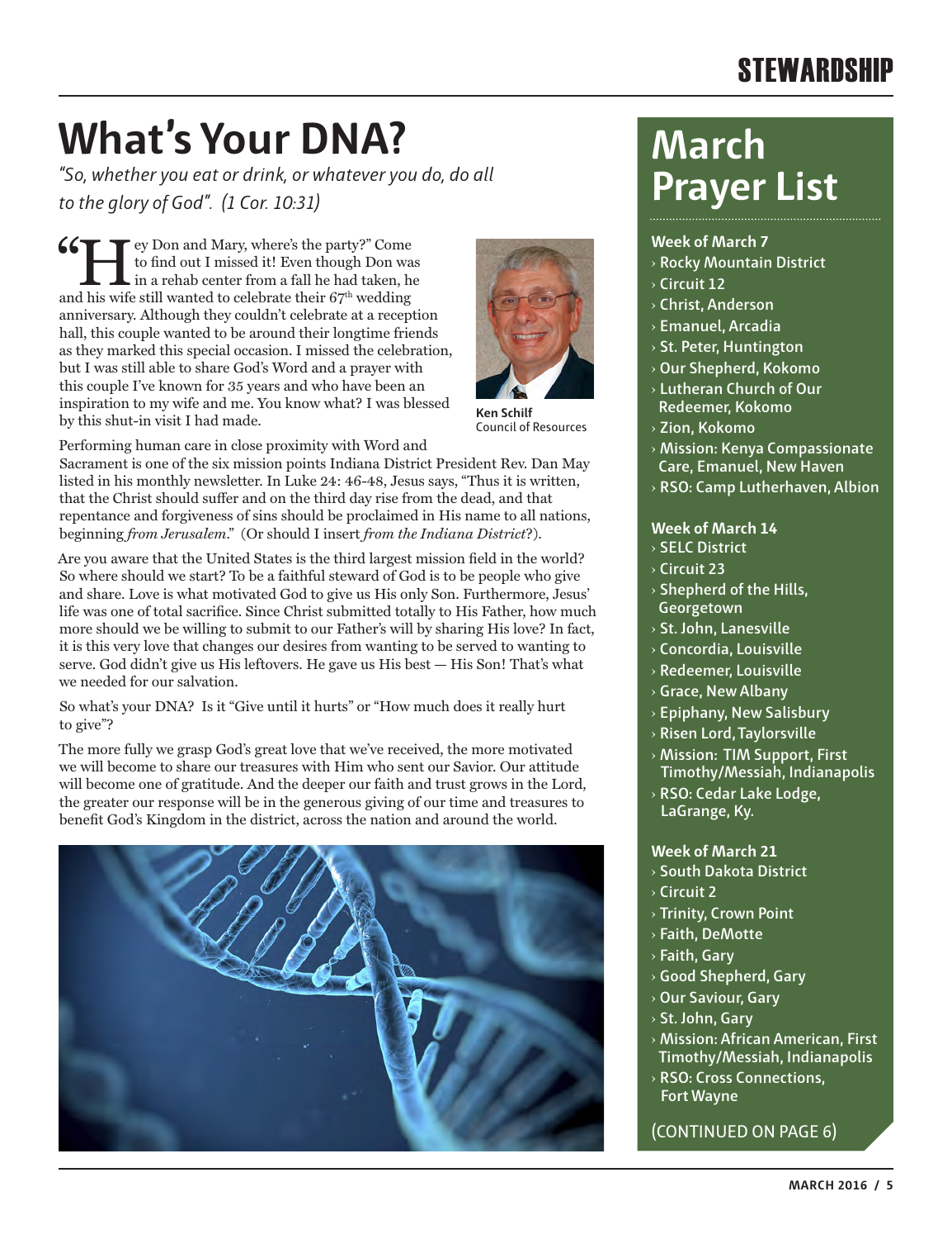# STEWARDSHIP

# What's Your DNA?

*"So, whether you eat or drink, or whatever you do, do all to the glory of God". (1 Cor. 10:31)*

"Hey Don and Mary, where's the party?" Come to find out I missed it! Even though Don was in a rehab center from a fall he had taken, he and his wife still wanted to celebrate their 67th wedding anniversary. Although they couldn't celebrate at a reception hall, this couple wanted to be around their longtime friends as they marked this special occasion. I missed the celebration, but I was still able to share God's Word and a prayer with this couple I've known for 35 years and who have been an inspiration to my wife and me. You know what? I was blessed by this shut-in visit I had made.

**Ken Schilf**
Council of Resources

Performing human care in close proximity with Word and Sacrament is one of the six mission points Indiana District President Rev. Dan May listed in his monthly newsletter. In Luke 24: 46-48, Jesus says, "Thus it is written, that the Christ should suffer and on the third day rise from the dead, and that repentance and forgiveness of sins should be proclaimed in His name to all nations, beginning *from Jerusalem*." (Or should I insert *from the Indiana District*?).

Are you aware that the United States is the third largest mission field in the world? So where should we start? To be a faithful steward of God is to be people who give and share. Love is what motivated God to give us His only Son. Furthermore, Jesus' life was one of total sacrifice. Since Christ submitted totally to His Father, how much more should we be willing to submit to our Father's will by sharing His love? In fact, it is this very love that changes our desires from wanting to be served to wanting to serve. God didn't give us His leftovers. He gave us His best — His Son! That's what we needed for our salvation.

So what's your DNA? Is it "Give until it hurts" or "How much does it really hurt to give"?

The more fully we grasp God's great love that we've received, the more motivated we will become to share our treasures with Him who sent our Savior. Our attitude will become one of gratitude. And the deeper our faith and trust grows in the Lord, the greater our response will be in the generous giving of our time and treasures to benefit God's Kingdom in the district, across the nation and around the world.

# March Prayer List

**Week of March 7**

- Rocky Mountain District
- Circuit 12
- Christ, Anderson
- Emanuel, Arcadia
- St. Peter, Huntington
- Our Shepherd, Kokomo
- Lutheran Church of Our Redeemer, Kokomo
- Zion, Kokomo
- Mission: Kenya Compassionate Care, Emanuel, New Haven
- RSO: Camp Lutherhaven, Albion

**Week of March 14**

- SELC District
- Circuit 23
- Shepherd of the Hills, Georgetown
- St. John, Lanesville
- Concordia, Louisville
- Redeemer, Louisville
- Grace, New Albany
- Epiphany, New Salisbury
- Risen Lord, Taylorsville
- Mission: TIM Support, First Timothy/Messiah, Indianapolis
- RSO: Cedar Lake Lodge, LaGrange, Ky.

**Week of March 21**

- South Dakota District
- Circuit 2
- Trinity, Crown Point
- Faith, DeMotte
- Faith, Gary
- Good Shepherd, Gary
- Our Saviour, Gary
- St. John, Gary
- Mission: African American, First Timothy/Messiah, Indianapolis
- RSO: Cross Connections, Fort Wayne

(CONTINUED ON PAGE 6)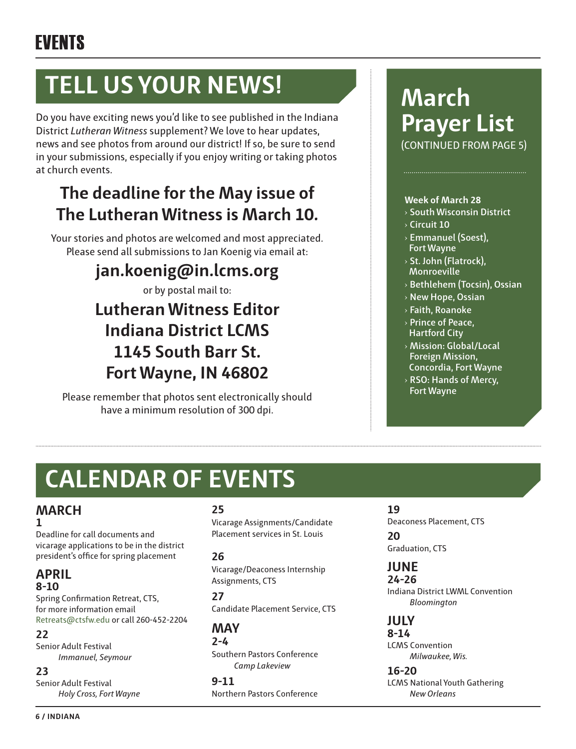# EVENTS

## TELL US YOUR NEWS!

Do you have exciting news you'd like to see published in the Indiana District *Lutheran Witness* supplement? We love to hear updates, news and see photos from around our district! If so, be sure to send in your submissions, especially if you enjoy writing or taking photos at church events.

### The deadline for the May issue of The Lutheran Witness is March 10.

Your stories and photos are welcomed and most appreciated. Please send all submissions to Jan Koenig via email at:

**jan.koenig@in.lcms.org**

or by postal mail to:

**Lutheran Witness Editor**
**Indiana District LCMS**
**1145 South Barr St.**
**Fort Wayne, IN 46802**

Please remember that photos sent electronically should have a minimum resolution of 300 dpi.

## March Prayer List

(CONTINUED FROM PAGE 5)

**Week of March 28**

- South Wisconsin District
- Circuit 10
- Emmanuel (Soest), Fort Wayne
- St. John (Flatrock), Monroeville
- Bethlehem (Tocsin), Ossian
- New Hope, Ossian
- Faith, Roanoke
- Prince of Peace, Hartford City
- Mission: Global/Local Foreign Mission, Concordia, Fort Wayne
- RSO: Hands of Mercy, Fort Wayne

## CALENDAR OF EVENTS

### MARCH

**1**
Deadline for call documents and vicarage applications to be in the district president's office for spring placement

### APRIL

**8-10**
Spring Confirmation Retreat, CTS, for more information email Retreats@ctsfw.edu or call 260-452-2204

**22**
Senior Adult Festival
*Immanuel, Seymour*

**23**
Senior Adult Festival
*Holy Cross, Fort Wayne*

**25**
Vicarage Assignments/Candidate Placement services in St. Louis

**26**
Vicarage/Deaconess Internship Assignments, CTS

**27**
Candidate Placement Service, CTS

### MAY

**2-4**
Southern Pastors Conference
*Camp Lakeview*

**9-11**
Northern Pastors Conference

**19**
Deaconess Placement, CTS

**20**
Graduation, CTS

### JUNE

**24-26**
Indiana District LWML Convention
*Bloomington*

### JULY

**8-14**
LCMS Convention
*Milwaukee, Wis.*

**16-20**
LCMS National Youth Gathering
*New Orleans*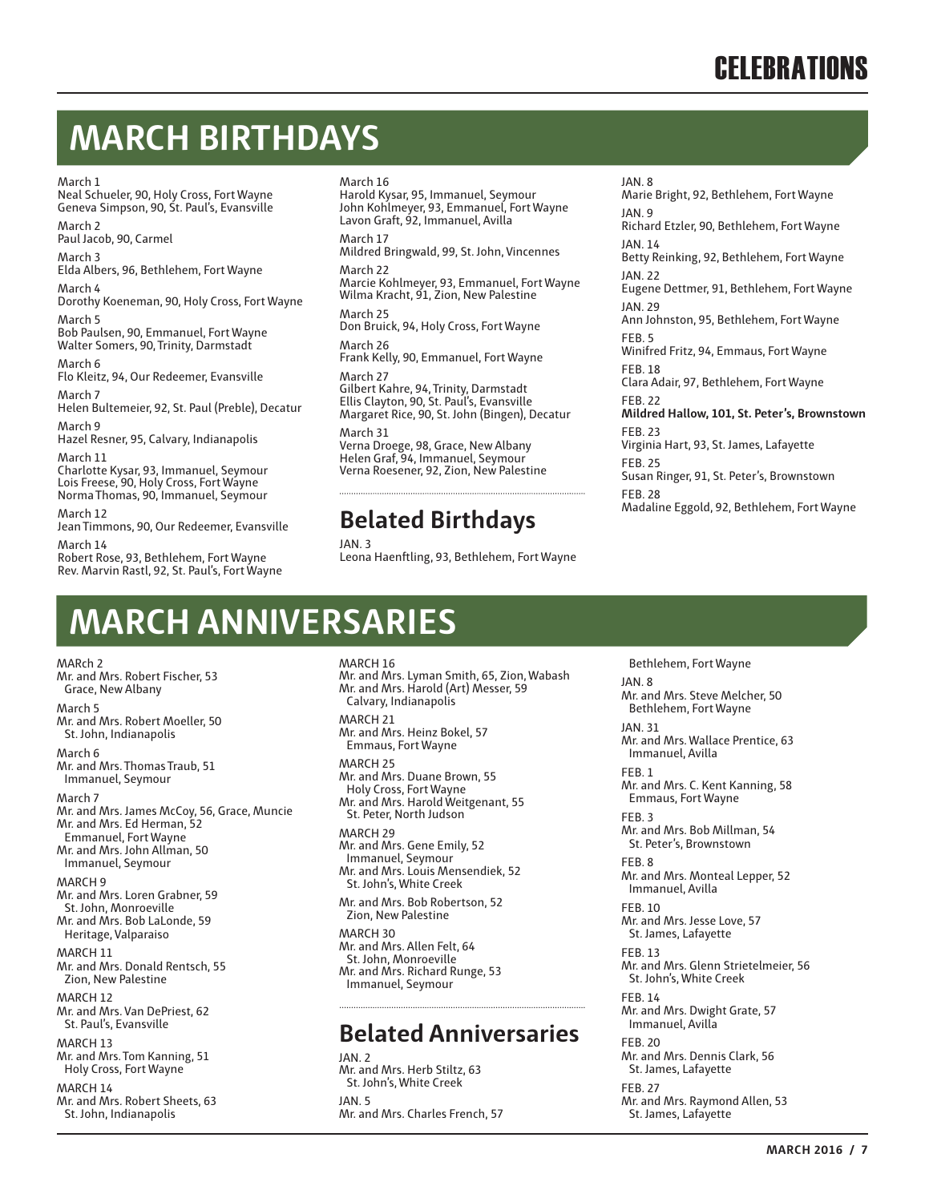# MARCH BIRTHDAYS

March 1
Neal Schueler, 90, Holy Cross, Fort Wayne
Geneva Simpson, 90, St. Paul's, Evansville

March 2
Paul Jacob, 90, Carmel

March 3
Elda Albers, 96, Bethlehem, Fort Wayne

March 4
Dorothy Koeneman, 90, Holy Cross, Fort Wayne

March 5
Bob Paulsen, 90, Emmanuel, Fort Wayne
Walter Somers, 90, Trinity, Darmstadt

March 6
Flo Kleitz, 94, Our Redeemer, Evansville

March 7
Helen Bultemeier, 92, St. Paul (Preble), Decatur

March 9
Hazel Resner, 95, Calvary, Indianapolis

March 11
Charlotte Kysar, 93, Immanuel, Seymour
Lois Freese, 90, Holy Cross, Fort Wayne
Norma Thomas, 90, Immanuel, Seymour

March 12
Jean Timmons, 90, Our Redeemer, Evansville

March 14
Robert Rose, 93, Bethlehem, Fort Wayne
Rev. Marvin Rastl, 92, St. Paul's, Fort Wayne

March 16
Harold Kysar, 95, Immanuel, Seymour
John Kohlmeyer, 93, Emmanuel, Fort Wayne
Lavon Graft, 92, Immanuel, Avilla

March 17
Mildred Bringwald, 99, St. John, Vincennes

March 22
Marcie Kohlmeyer, 93, Emmanuel, Fort Wayne
Wilma Kracht, 91, Zion, New Palestine

March 25
Don Bruick, 94, Holy Cross, Fort Wayne

March 26
Frank Kelly, 90, Emmanuel, Fort Wayne

March 27
Gilbert Kahre, 94, Trinity, Darmstadt
Ellis Clayton, 90, St. Paul's, Evansville
Margaret Rice, 90, St. John (Bingen), Decatur

March 31
Verna Droege, 98, Grace, New Albany
Helen Graf, 94, Immanuel, Seymour
Verna Roesener, 92, Zion, New Palestine

## Belated Birthdays

JAN. 3
Leona Haenftling, 93, Bethlehem, Fort Wayne

JAN. 8
Marie Bright, 92, Bethlehem, Fort Wayne

JAN. 9
Richard Etzler, 90, Bethlehem, Fort Wayne

JAN. 14
Betty Reinking, 92, Bethlehem, Fort Wayne

JAN. 22
Eugene Dettmer, 91, Bethlehem, Fort Wayne

JAN. 29
Ann Johnston, 95, Bethlehem, Fort Wayne

FEB. 5
Winifred Fritz, 94, Emmaus, Fort Wayne

FEB. 18
Clara Adair, 97, Bethlehem, Fort Wayne

FEB. 22
**Mildred Hallow, 101, St. Peter's, Brownstown**

FEB. 23
Virginia Hart, 93, St. James, Lafayette

FEB. 25
Susan Ringer, 91, St. Peter's, Brownstown

FEB. 28
Madaline Eggold, 92, Bethlehem, Fort Wayne

# MARCH ANNIVERSARIES

MARch 2
Mr. and Mrs. Robert Fischer, 53
Grace, New Albany

March 5
Mr. and Mrs. Robert Moeller, 50
St. John, Indianapolis

March 6
Mr. and Mrs. Thomas Traub, 51
Immanuel, Seymour

March 7
Mr. and Mrs. James McCoy, 56, Grace, Muncie
Mr. and Mrs. Ed Herman, 52
Emmanuel, Fort Wayne
Mr. and Mrs. John Allman, 50
Immanuel, Seymour

MARCH 9
Mr. and Mrs. Loren Grabner, 59
St. John, Monroeville
Mr. and Mrs. Bob LaLonde, 59
Heritage, Valparaiso

MARCH 11
Mr. and Mrs. Donald Rentsch, 55
Zion, New Palestine

MARCH 12
Mr. and Mrs. Van DePriest, 62
St. Paul's, Evansville

MARCH 13
Mr. and Mrs. Tom Kanning, 51
Holy Cross, Fort Wayne

MARCH 14
Mr. and Mrs. Robert Sheets, 63
St. John, Indianapolis

MARCH 16
Mr. and Mrs. Lyman Smith, 65, Zion, Wabash
Mr. and Mrs. Harold (Art) Messer, 59
Calvary, Indianapolis

MARCH 21
Mr. and Mrs. Heinz Bokel, 57
Emmaus, Fort Wayne

MARCH 25
Mr. and Mrs. Duane Brown, 55
Holy Cross, Fort Wayne
Mr. and Mrs. Harold Weitgenant, 55
St. Peter, North Judson

MARCH 29
Mr. and Mrs. Gene Emily, 52
Immanuel, Seymour
Mr. and Mrs. Louis Mensendiek, 52
St. John's, White Creek

Mr. and Mrs. Bob Robertson, 52
Zion, New Palestine

MARCH 30
Mr. and Mrs. Allen Felt, 64
St. John, Monroeville
Mr. and Mrs. Richard Runge, 53
Immanuel, Seymour

## Belated Anniversaries

JAN. 2
Mr. and Mrs. Herb Stiltz, 63
St. John's, White Creek

JAN. 5
Mr. and Mrs. Charles French, 57
Bethlehem, Fort Wayne

JAN. 8
Mr. and Mrs. Steve Melcher, 50
Bethlehem, Fort Wayne

JAN. 31
Mr. and Mrs. Wallace Prentice, 63
Immanuel, Avilla

FEB. 1
Mr. and Mrs. C. Kent Kanning, 58
Emmaus, Fort Wayne

FEB. 3
Mr. and Mrs. Bob Millman, 54
St. Peter's, Brownstown

FEB. 8
Mr. and Mrs. Monteal Lepper, 52
Immanuel, Avilla

FEB. 10
Mr. and Mrs. Jesse Love, 57
St. James, Lafayette

FEB. 13
Mr. and Mrs. Glenn Strietelmeier, 56
St. John's, White Creek

FEB. 14
Mr. and Mrs. Dwight Grate, 57
Immanuel, Avilla

FEB. 20
Mr. and Mrs. Dennis Clark, 56
St. James, Lafayette

FEB. 27
Mr. and Mrs. Raymond Allen, 53
St. James, Lafayette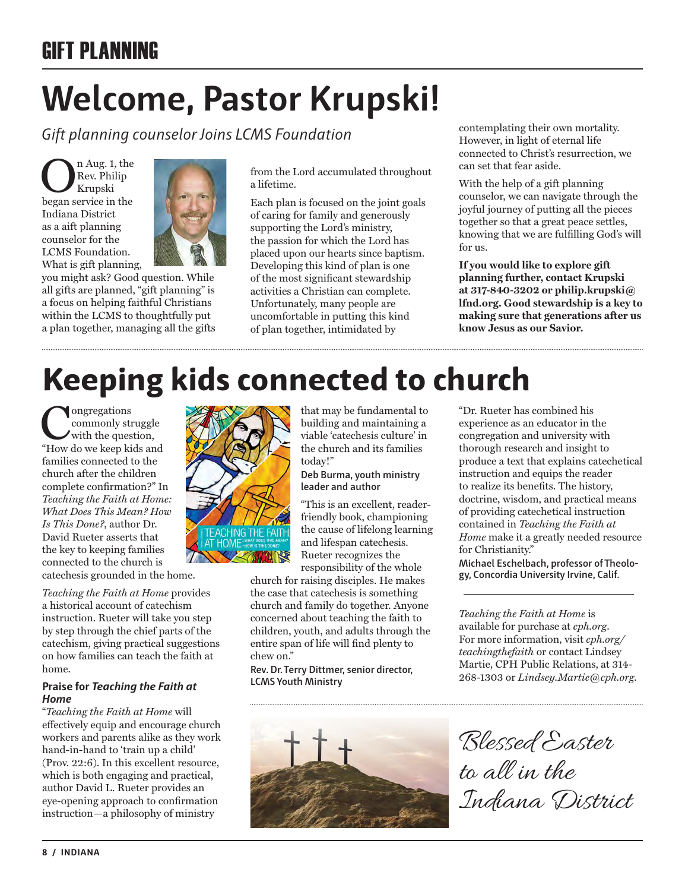# GIFT PLANNING

# Welcome, Pastor Krupski!

*Gift planning counselor Joins LCMS Foundation*

On Aug. 1, the Rev. Philip Krupski began service in the Indiana District as a aift planning counselor for the LCMS Foundation. What is gift planning, you might ask? Good question. While all gifts are planned, "gift planning" is a focus on helping faithful Christians within the LCMS to thoughtfully put a plan together, managing all the gifts from the Lord accumulated throughout a lifetime.

Each plan is focused on the joint goals of caring for family and generously supporting the Lord's ministry, the passion for which the Lord has placed upon our hearts since baptism. Developing this kind of plan is one of the most significant stewardship activities a Christian can complete. Unfortunately, many people are uncomfortable in putting this kind of plan together, intimidated by contemplating their own mortality. However, in light of eternal life connected to Christ's resurrection, we can set that fear aside.

With the help of a gift planning counselor, we can navigate through the joyful journey of putting all the pieces together so that a great peace settles, knowing that we are fulfilling God's will for us.

**If you would like to explore gift planning further, contact Krupski at 317-840-3202 or philip.krupski@lfnd.org. Good stewardship is a key to making sure that generations after us know Jesus as our Savior.**

# Keeping kids connected to church

Congregations commonly struggle with the question, "How do we keep kids and families connected to the church after the children complete confirmation?" In *Teaching the Faith at Home: What Does This Mean? How Is This Done?*, author Dr. David Rueter asserts that the key to keeping families connected to the church is catechesis grounded in the home.

*Teaching the Faith at Home* provides a historical account of catechism instruction. Rueter will take you step by step through the chief parts of the catechism, giving practical suggestions on how families can teach the faith at home.

### Praise for *Teaching the Faith at Home*

"*Teaching the Faith at Home* will effectively equip and encourage church workers and parents alike as they work hand-in-hand to 'train up a child' (Prov. 22:6). In this excellent resource, which is both engaging and practical, author David L. Rueter provides an eye-opening approach to confirmation instruction—a philosophy of ministry that may be fundamental to building and maintaining a viable 'catechesis culture' in the church and its families today!"

**Deb Burma, youth ministry leader and author**

"This is an excellent, reader-friendly book, championing the cause of lifelong learning and lifespan catechesis. Rueter recognizes the responsibility of the whole church for raising disciples. He makes the case that catechesis is something church and family do together. Anyone concerned about teaching the faith to children, youth, and adults through the entire span of life will find plenty to chew on."

**Rev. Dr. Terry Dittmer, senior director, LCMS Youth Ministry**

"Dr. Rueter has combined his experience as an educator in the congregation and university with thorough research and insight to produce a text that explains catechetical instruction and equips the reader to realize its benefits. The history, doctrine, wisdom, and practical means of providing catechetical instruction contained in *Teaching the Faith at Home* make it a greatly needed resource for Christianity."

**Michael Eschelbach, professor of Theology, Concordia University Irvine, Calif.**

---

*Teaching the Faith at Home* is available for purchase at *cph.org*. For more information, visit *cph.org/teachingthefaith* or contact Lindsey Martie, CPH Public Relations, at 314-268-1303 or *Lindsey.Martie@cph.org*.

*Blessed Easter to all in the Indiana District*